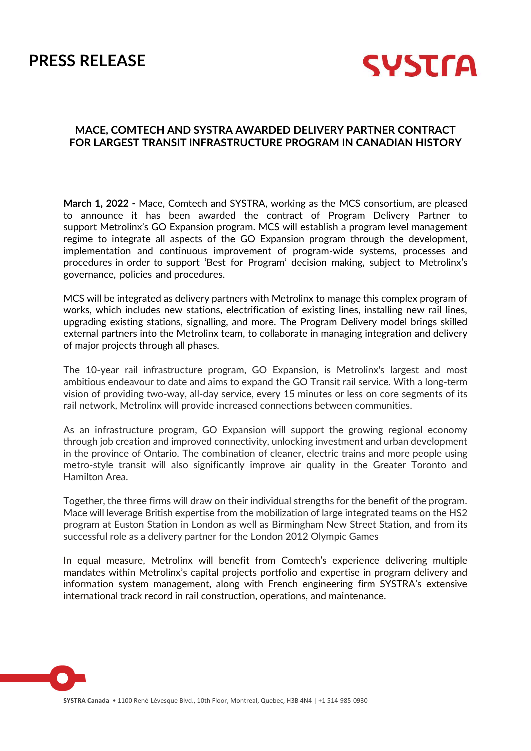# PRESS RELEASE

SYSTRA

## MACE, COMTECH AND SYSTRA AWARDED DELIVERY PARTNER CONTRACT FOR LARGEST TRANSIT INFRASTRUCTURE PROGRAM IN CANADIAN HISTORY

**March 1, 2022 -** Mace, Comtech and SYSTRA, working as the MCS consortium, are pleased to announce it has been awarded the contract of Program Delivery Partner to support Metrolinx's GO Expansion program. MCS will establish a program level management regime to integrate all aspects of the GO Expansion program through the development, implementation and continuous improvement of program-wide systems, processes and procedures in order to support 'Best for Program' decision making, subject to Metrolinx's governance, policies and procedures.

MCS will be integrated as delivery partners with Metrolinx to manage this complex program of works, which includes new stations, electrification of existing lines, installing new rail lines, upgrading existing stations, signalling, and more. The Program Delivery model brings skilled external partners into the Metrolinx team, to collaborate in managing integration and delivery of major projects through all phases.

The 10-year rail infrastructure program, GO Expansion, is Metrolinx's largest and most ambitious endeavour to date and aims to expand the GO Transit rail service. With a long-term vision of providing two-way, all-day service, every 15 minutes or less on core segments of its rail network, Metrolinx will provide increased connections between communities.

As an infrastructure program, GO Expansion will support the growing regional economy through job creation and improved connectivity, unlocking investment and urban development in the province of Ontario. The combination of cleaner, electric trains and more people using metro-style transit will also significantly improve air quality in the Greater Toronto and Hamilton Area.

Together, the three firms will draw on their individual strengths for the benefit of the program. Mace will leverage British expertise from the mobilization of large integrated teams on the HS2 program at Euston Station in London as well as Birmingham New Street Station, and from its successful role as a delivery partner for the London 2012 Olympic Games

In equal measure, Metrolinx will benefit from Comtech's experience delivering multiple mandates within Metrolinx's capital projects portfolio and expertise in program delivery and information system management, along with French engineering firm SYSTRA's extensive international track record in rail construction, operations, and maintenance.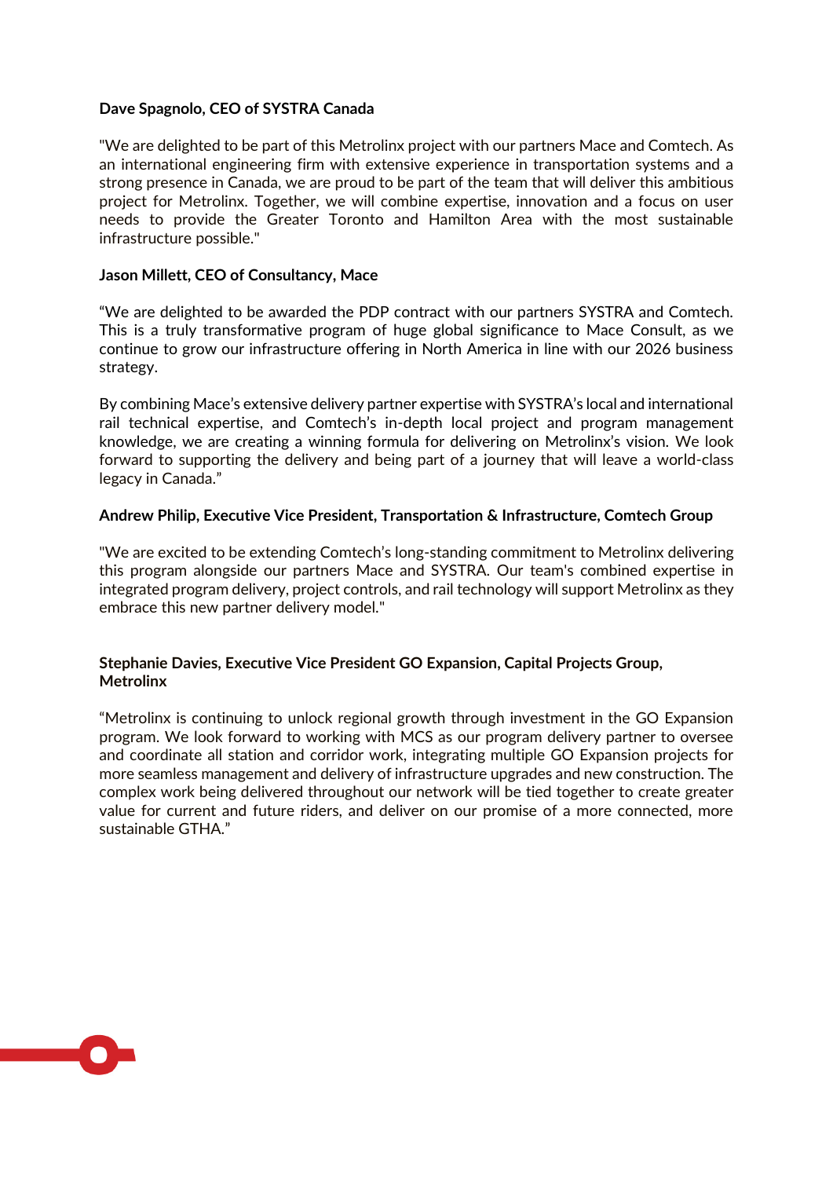**Dave Spagnolo, CEO of SYSTRA Canada**

"We are delighted to be part of this Metrolinx project with our partners Mace and Comtech. As an international engineering firm with extensive experience in transportation systems and a strong presence in Canada, we are proud to be part of the team that will deliver this ambitious project for Metrolinx. Together, we will combine expertise, innovation and a focus on user needs to provide the Greater Toronto and Hamilton Area with the most sustainable infrastructure possible."

**Jason Millett, CEO of Consultancy, Mace**

"We are delighted to be awarded the PDP contract with our partners SYSTRA and Comtech. This is a truly transformative program of huge global significance to Mace Consult, as we continue to grow our infrastructure offering in North America in line with our 2026 business strategy.

By combining Mace's extensive delivery partner expertise with SYSTRA's local and international rail technical expertise, and Comtech's in-depth local project and program management knowledge, we are creating a winning formula for delivering on Metrolinx's vision. We look forward to supporting the delivery and being part of a journey that will leave a world-class legacy in Canada."

**Andrew Philip, Executive Vice President, Transportation & Infrastructure, Comtech Group**

"We are excited to be extending Comtech's long-standing commitment to Metrolinx delivering this program alongside our partners Mace and SYSTRA. Our team's combined expertise in integrated program delivery, project controls, and rail technology will support Metrolinx as they embrace this new partner delivery model."

**Stephanie Davies, Executive Vice President GO Expansion, Capital Projects Group, Metrolinx**

"Metrolinx is continuing to unlock regional growth through investment in the GO Expansion program. We look forward to working with MCS as our program delivery partner to oversee and coordinate all station and corridor work, integrating multiple GO Expansion projects for more seamless management and delivery of infrastructure upgrades and new construction. The complex work being delivered throughout our network will be tied together to create greater value for current and future riders, and deliver on our promise of a more connected, more sustainable GTHA."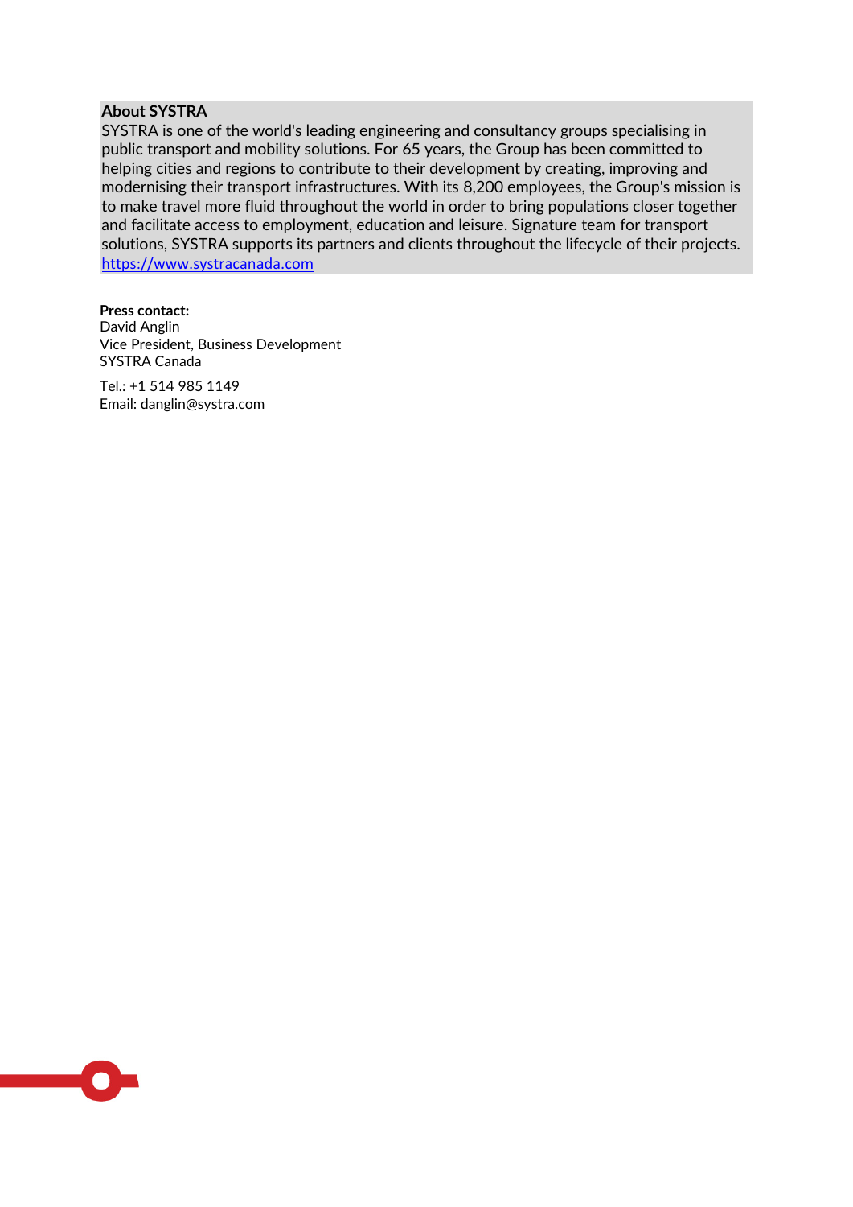**About SYSTRA**

SYSTRA is one of the world's leading engineering and consultancy groups specialising in public transport and mobility solutions. For 65 years, the Group has been committed to helping cities and regions to contribute to their development by creating, improving and modernising their transport infrastructures. With its 8,200 employees, the Group's mission is to make travel more fluid throughout the world in order to bring populations closer together and facilitate access to employment, education and leisure. Signature team for transport solutions, SYSTRA supports its partners and clients throughout the lifecycle of their projects.
https://www.systracanada.com

**Press contact:**
David Anglin
Vice President, Business Development
SYSTRA Canada

Tel.: +1 514 985 1149
Email: danglin@systra.com